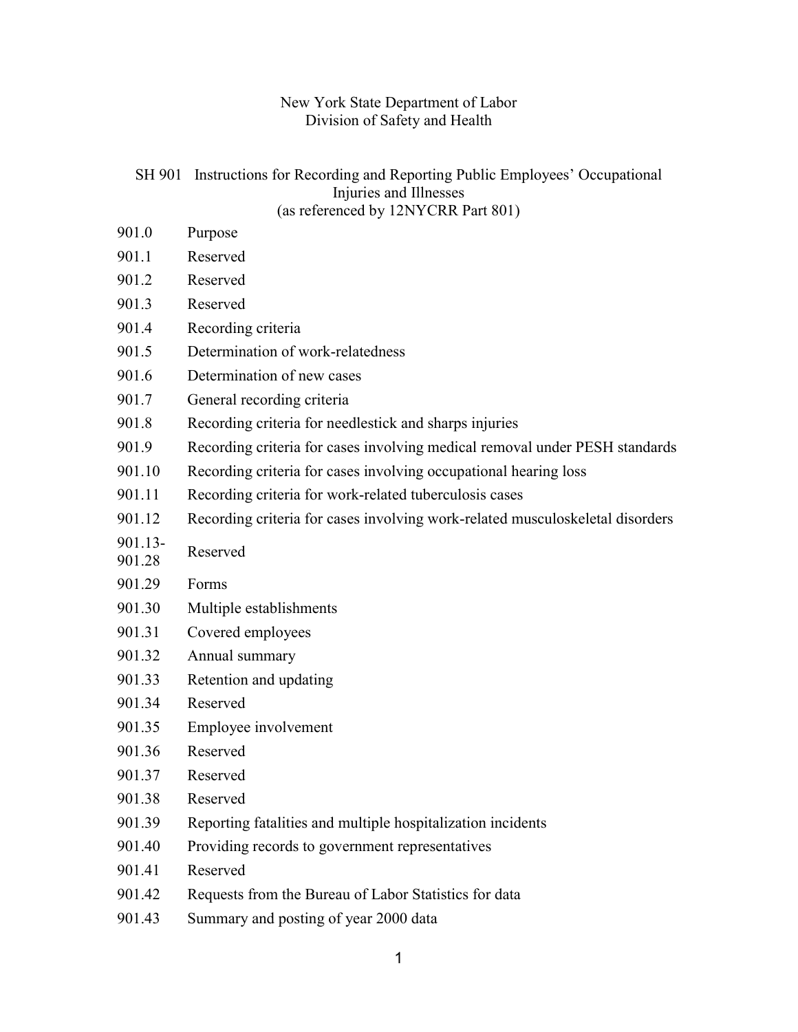New York State Department of Labor
Division of Safety and Health

# SH 901 Instructions for Recording and Reporting Public Employees' Occupational Injuries and Illnesses

(as referenced by 12NYCRR Part 801)

| | |
|---|---|
| 901.0 | Purpose |
| 901.1 | Reserved |
| 901.2 | Reserved |
| 901.3 | Reserved |
| 901.4 | Recording criteria |
| 901.5 | Determination of work-relatedness |
| 901.6 | Determination of new cases |
| 901.7 | General recording criteria |
| 901.8 | Recording criteria for needlestick and sharps injuries |
| 901.9 | Recording criteria for cases involving medical removal under PESH standards |
| 901.10 | Recording criteria for cases involving occupational hearing loss |
| 901.11 | Recording criteria for work-related tuberculosis cases |
| 901.12 | Recording criteria for cases involving work-related musculoskeletal disorders |
| 901.13-901.28 | Reserved |
| 901.29 | Forms |
| 901.30 | Multiple establishments |
| 901.31 | Covered employees |
| 901.32 | Annual summary |
| 901.33 | Retention and updating |
| 901.34 | Reserved |
| 901.35 | Employee involvement |
| 901.36 | Reserved |
| 901.37 | Reserved |
| 901.38 | Reserved |
| 901.39 | Reporting fatalities and multiple hospitalization incidents |
| 901.40 | Providing records to government representatives |
| 901.41 | Reserved |
| 901.42 | Requests from the Bureau of Labor Statistics for data |
| 901.43 | Summary and posting of year 2000 data |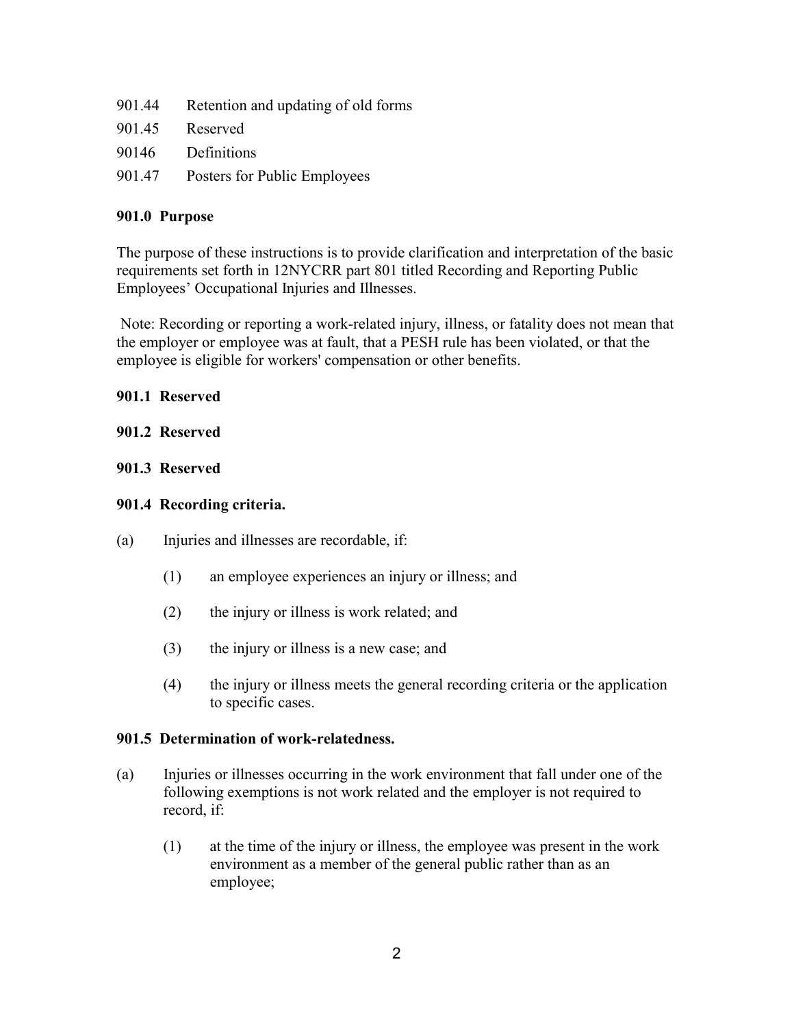901.44 Retention and updating of old forms

901.45 Reserved

90146 Definitions

901.47 Posters for Public Employees

**901.0 Purpose**

The purpose of these instructions is to provide clarification and interpretation of the basic requirements set forth in 12NYCRR part 801 titled Recording and Reporting Public Employees' Occupational Injuries and Illnesses.

Note: Recording or reporting a work-related injury, illness, or fatality does not mean that the employer or employee was at fault, that a PESH rule has been violated, or that the employee is eligible for workers' compensation or other benefits.

**901.1 Reserved**

**901.2 Reserved**

**901.3 Reserved**

**901.4 Recording criteria.**

(a) Injuries and illnesses are recordable, if:

(1) an employee experiences an injury or illness; and

(2) the injury or illness is work related; and

(3) the injury or illness is a new case; and

(4) the injury or illness meets the general recording criteria or the application to specific cases.

**901.5 Determination of work-relatedness.**

(a) Injuries or illnesses occurring in the work environment that fall under one of the following exemptions is not work related and the employer is not required to record, if:

(1) at the time of the injury or illness, the employee was present in the work environment as a member of the general public rather than as an employee;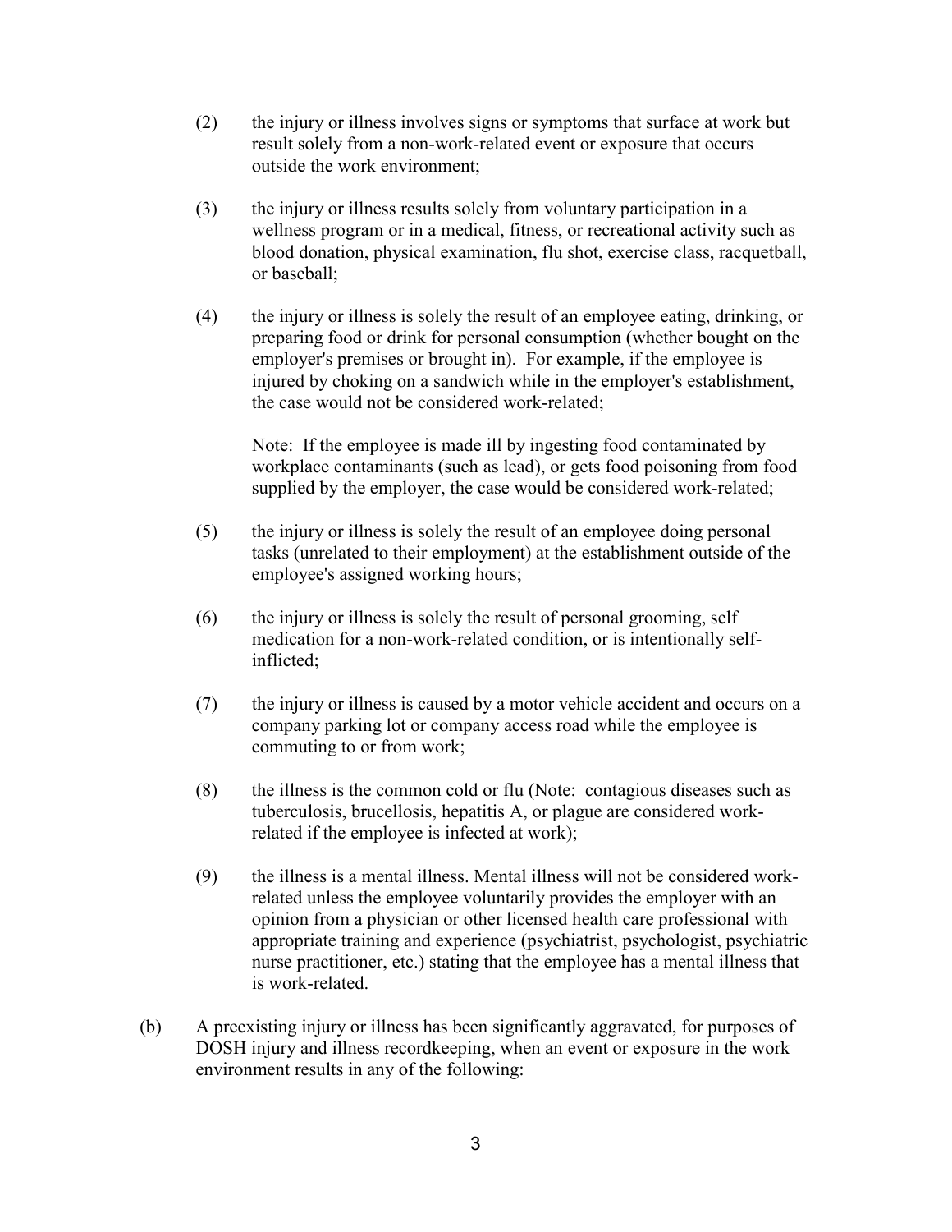(2) the injury or illness involves signs or symptoms that surface at work but result solely from a non-work-related event or exposure that occurs outside the work environment;

(3) the injury or illness results solely from voluntary participation in a wellness program or in a medical, fitness, or recreational activity such as blood donation, physical examination, flu shot, exercise class, racquetball, or baseball;

(4) the injury or illness is solely the result of an employee eating, drinking, or preparing food or drink for personal consumption (whether bought on the employer's premises or brought in). For example, if the employee is injured by choking on a sandwich while in the employer's establishment, the case would not be considered work-related;

   Note: If the employee is made ill by ingesting food contaminated by workplace contaminants (such as lead), or gets food poisoning from food supplied by the employer, the case would be considered work-related;

(5) the injury or illness is solely the result of an employee doing personal tasks (unrelated to their employment) at the establishment outside of the employee's assigned working hours;

(6) the injury or illness is solely the result of personal grooming, self medication for a non-work-related condition, or is intentionally self-inflicted;

(7) the injury or illness is caused by a motor vehicle accident and occurs on a company parking lot or company access road while the employee is commuting to or from work;

(8) the illness is the common cold or flu (Note: contagious diseases such as tuberculosis, brucellosis, hepatitis A, or plague are considered work-related if the employee is infected at work);

(9) the illness is a mental illness. Mental illness will not be considered work-related unless the employee voluntarily provides the employer with an opinion from a physician or other licensed health care professional with appropriate training and experience (psychiatrist, psychologist, psychiatric nurse practitioner, etc.) stating that the employee has a mental illness that is work-related.

(b) A preexisting injury or illness has been significantly aggravated, for purposes of DOSH injury and illness recordkeeping, when an event or exposure in the work environment results in any of the following: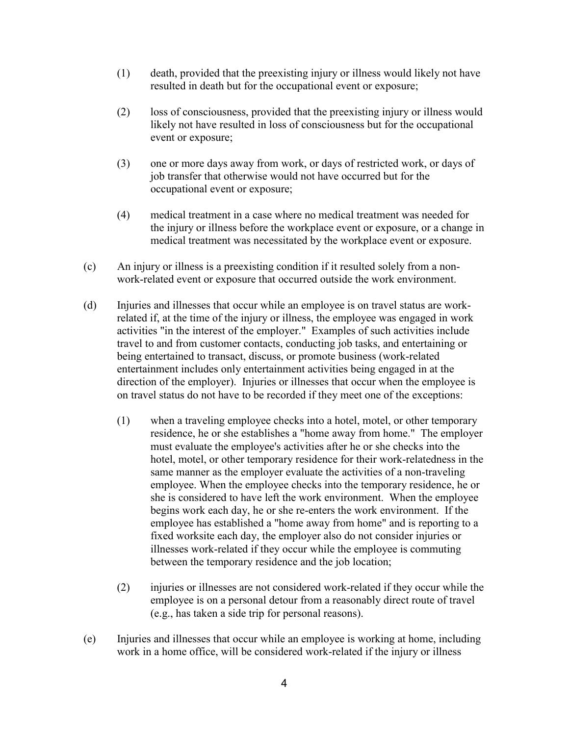(1) death, provided that the preexisting injury or illness would likely not have resulted in death but for the occupational event or exposure;

(2) loss of consciousness, provided that the preexisting injury or illness would likely not have resulted in loss of consciousness but for the occupational event or exposure;

(3) one or more days away from work, or days of restricted work, or days of job transfer that otherwise would not have occurred but for the occupational event or exposure;

(4) medical treatment in a case where no medical treatment was needed for the injury or illness before the workplace event or exposure, or a change in medical treatment was necessitated by the workplace event or exposure.

(c) An injury or illness is a preexisting condition if it resulted solely from a non-work-related event or exposure that occurred outside the work environment.

(d) Injuries and illnesses that occur while an employee is on travel status are work-related if, at the time of the injury or illness, the employee was engaged in work activities "in the interest of the employer." Examples of such activities include travel to and from customer contacts, conducting job tasks, and entertaining or being entertained to transact, discuss, or promote business (work-related entertainment includes only entertainment activities being engaged in at the direction of the employer). Injuries or illnesses that occur when the employee is on travel status do not have to be recorded if they meet one of the exceptions:

(1) when a traveling employee checks into a hotel, motel, or other temporary residence, he or she establishes a "home away from home." The employer must evaluate the employee's activities after he or she checks into the hotel, motel, or other temporary residence for their work-relatedness in the same manner as the employer evaluate the activities of a non-traveling employee. When the employee checks into the temporary residence, he or she is considered to have left the work environment. When the employee begins work each day, he or she re-enters the work environment. If the employee has established a "home away from home" and is reporting to a fixed worksite each day, the employer also do not consider injuries or illnesses work-related if they occur while the employee is commuting between the temporary residence and the job location;

(2) injuries or illnesses are not considered work-related if they occur while the employee is on a personal detour from a reasonably direct route of travel (e.g., has taken a side trip for personal reasons).

(e) Injuries and illnesses that occur while an employee is working at home, including work in a home office, will be considered work-related if the injury or illness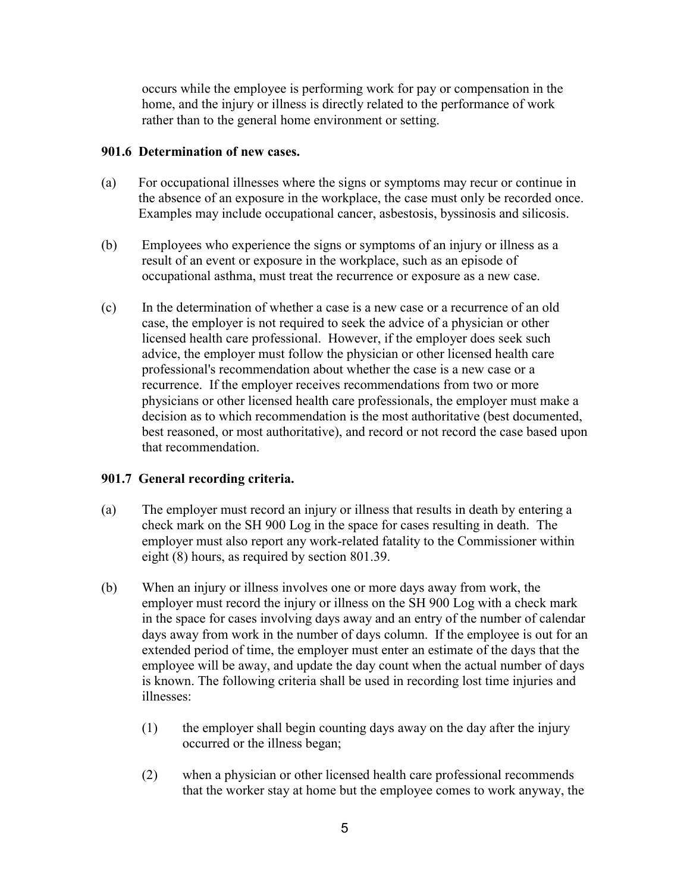occurs while the employee is performing work for pay or compensation in the home, and the injury or illness is directly related to the performance of work rather than to the general home environment or setting.

**901.6 Determination of new cases.**

(a) For occupational illnesses where the signs or symptoms may recur or continue in the absence of an exposure in the workplace, the case must only be recorded once. Examples may include occupational cancer, asbestosis, byssinosis and silicosis.

(b) Employees who experience the signs or symptoms of an injury or illness as a result of an event or exposure in the workplace, such as an episode of occupational asthma, must treat the recurrence or exposure as a new case.

(c) In the determination of whether a case is a new case or a recurrence of an old case, the employer is not required to seek the advice of a physician or other licensed health care professional. However, if the employer does seek such advice, the employer must follow the physician or other licensed health care professional's recommendation about whether the case is a new case or a recurrence. If the employer receives recommendations from two or more physicians or other licensed health care professionals, the employer must make a decision as to which recommendation is the most authoritative (best documented, best reasoned, or most authoritative), and record or not record the case based upon that recommendation.

**901.7 General recording criteria.**

(a) The employer must record an injury or illness that results in death by entering a check mark on the SH 900 Log in the space for cases resulting in death. The employer must also report any work-related fatality to the Commissioner within eight (8) hours, as required by section 801.39.

(b) When an injury or illness involves one or more days away from work, the employer must record the injury or illness on the SH 900 Log with a check mark in the space for cases involving days away and an entry of the number of calendar days away from work in the number of days column. If the employee is out for an extended period of time, the employer must enter an estimate of the days that the employee will be away, and update the day count when the actual number of days is known. The following criteria shall be used in recording lost time injuries and illnesses:

(1) the employer shall begin counting days away on the day after the injury occurred or the illness began;

(2) when a physician or other licensed health care professional recommends that the worker stay at home but the employee comes to work anyway, the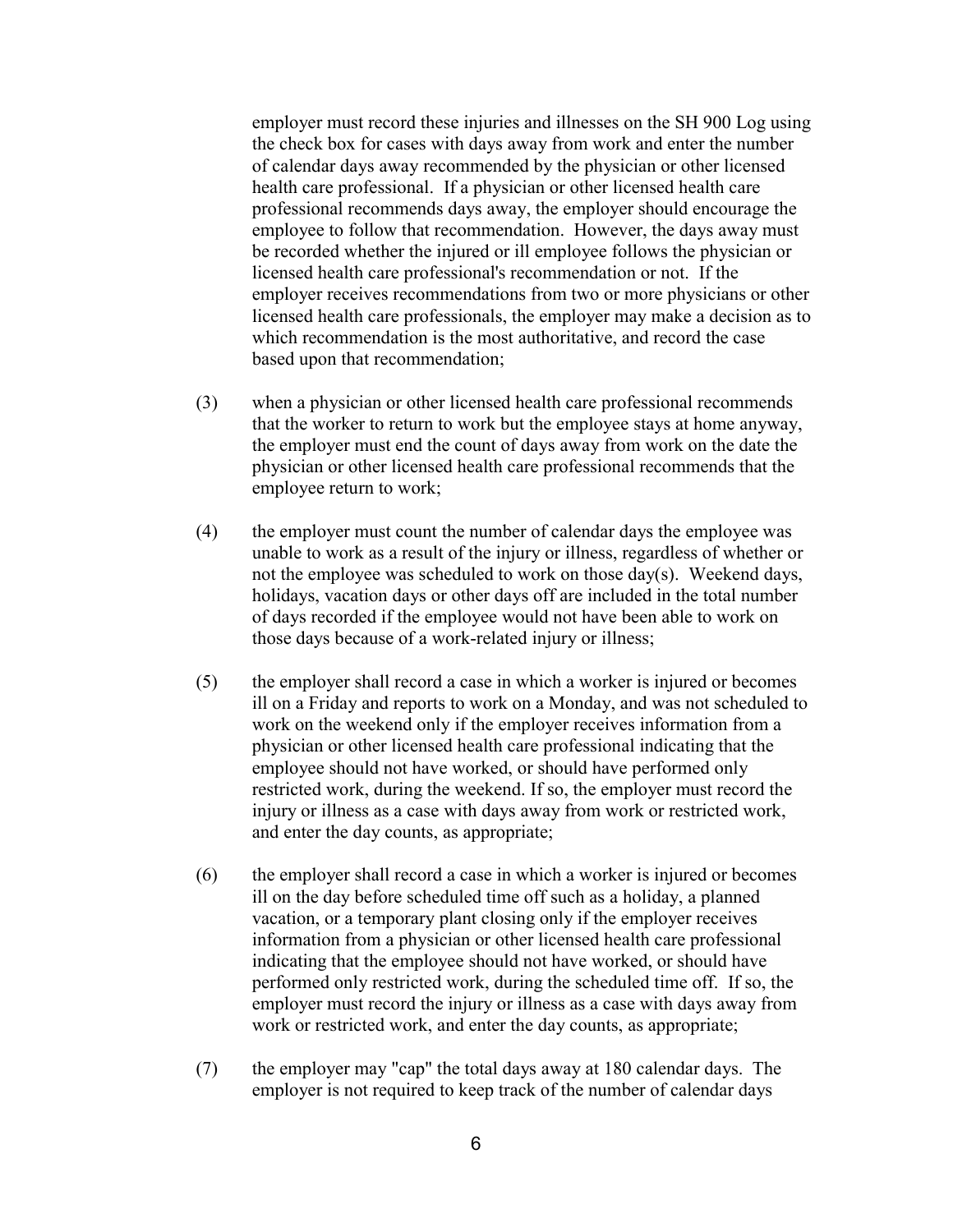employer must record these injuries and illnesses on the SH 900 Log using the check box for cases with days away from work and enter the number of calendar days away recommended by the physician or other licensed health care professional. If a physician or other licensed health care professional recommends days away, the employer should encourage the employee to follow that recommendation. However, the days away must be recorded whether the injured or ill employee follows the physician or licensed health care professional's recommendation or not. If the employer receives recommendations from two or more physicians or other licensed health care professionals, the employer may make a decision as to which recommendation is the most authoritative, and record the case based upon that recommendation;

(3) when a physician or other licensed health care professional recommends that the worker to return to work but the employee stays at home anyway, the employer must end the count of days away from work on the date the physician or other licensed health care professional recommends that the employee return to work;

(4) the employer must count the number of calendar days the employee was unable to work as a result of the injury or illness, regardless of whether or not the employee was scheduled to work on those day(s). Weekend days, holidays, vacation days or other days off are included in the total number of days recorded if the employee would not have been able to work on those days because of a work-related injury or illness;

(5) the employer shall record a case in which a worker is injured or becomes ill on a Friday and reports to work on a Monday, and was not scheduled to work on the weekend only if the employer receives information from a physician or other licensed health care professional indicating that the employee should not have worked, or should have performed only restricted work, during the weekend. If so, the employer must record the injury or illness as a case with days away from work or restricted work, and enter the day counts, as appropriate;

(6) the employer shall record a case in which a worker is injured or becomes ill on the day before scheduled time off such as a holiday, a planned vacation, or a temporary plant closing only if the employer receives information from a physician or other licensed health care professional indicating that the employee should not have worked, or should have performed only restricted work, during the scheduled time off. If so, the employer must record the injury or illness as a case with days away from work or restricted work, and enter the day counts, as appropriate;

(7) the employer may "cap" the total days away at 180 calendar days. The employer is not required to keep track of the number of calendar days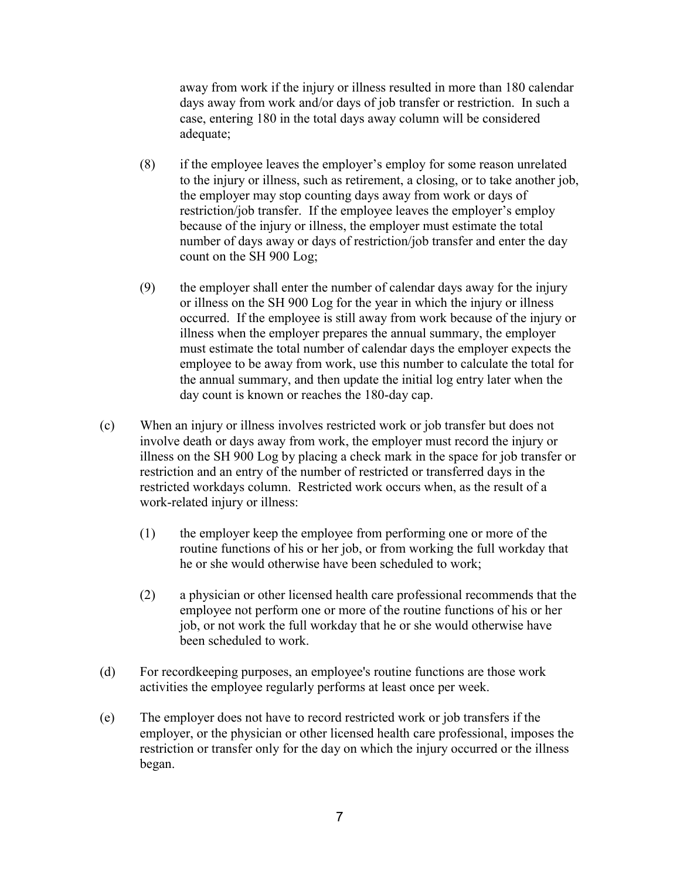away from work if the injury or illness resulted in more than 180 calendar days away from work and/or days of job transfer or restriction. In such a case, entering 180 in the total days away column will be considered adequate;

(8) if the employee leaves the employer's employ for some reason unrelated to the injury or illness, such as retirement, a closing, or to take another job, the employer may stop counting days away from work or days of restriction/job transfer. If the employee leaves the employer's employ because of the injury or illness, the employer must estimate the total number of days away or days of restriction/job transfer and enter the day count on the SH 900 Log;

(9) the employer shall enter the number of calendar days away for the injury or illness on the SH 900 Log for the year in which the injury or illness occurred. If the employee is still away from work because of the injury or illness when the employer prepares the annual summary, the employer must estimate the total number of calendar days the employer expects the employee to be away from work, use this number to calculate the total for the annual summary, and then update the initial log entry later when the day count is known or reaches the 180-day cap.

(c) When an injury or illness involves restricted work or job transfer but does not involve death or days away from work, the employer must record the injury or illness on the SH 900 Log by placing a check mark in the space for job transfer or restriction and an entry of the number of restricted or transferred days in the restricted workdays column. Restricted work occurs when, as the result of a work-related injury or illness:

(1) the employer keep the employee from performing one or more of the routine functions of his or her job, or from working the full workday that he or she would otherwise have been scheduled to work;

(2) a physician or other licensed health care professional recommends that the employee not perform one or more of the routine functions of his or her job, or not work the full workday that he or she would otherwise have been scheduled to work.

(d) For recordkeeping purposes, an employee's routine functions are those work activities the employee regularly performs at least once per week.

(e) The employer does not have to record restricted work or job transfers if the employer, or the physician or other licensed health care professional, imposes the restriction or transfer only for the day on which the injury occurred or the illness began.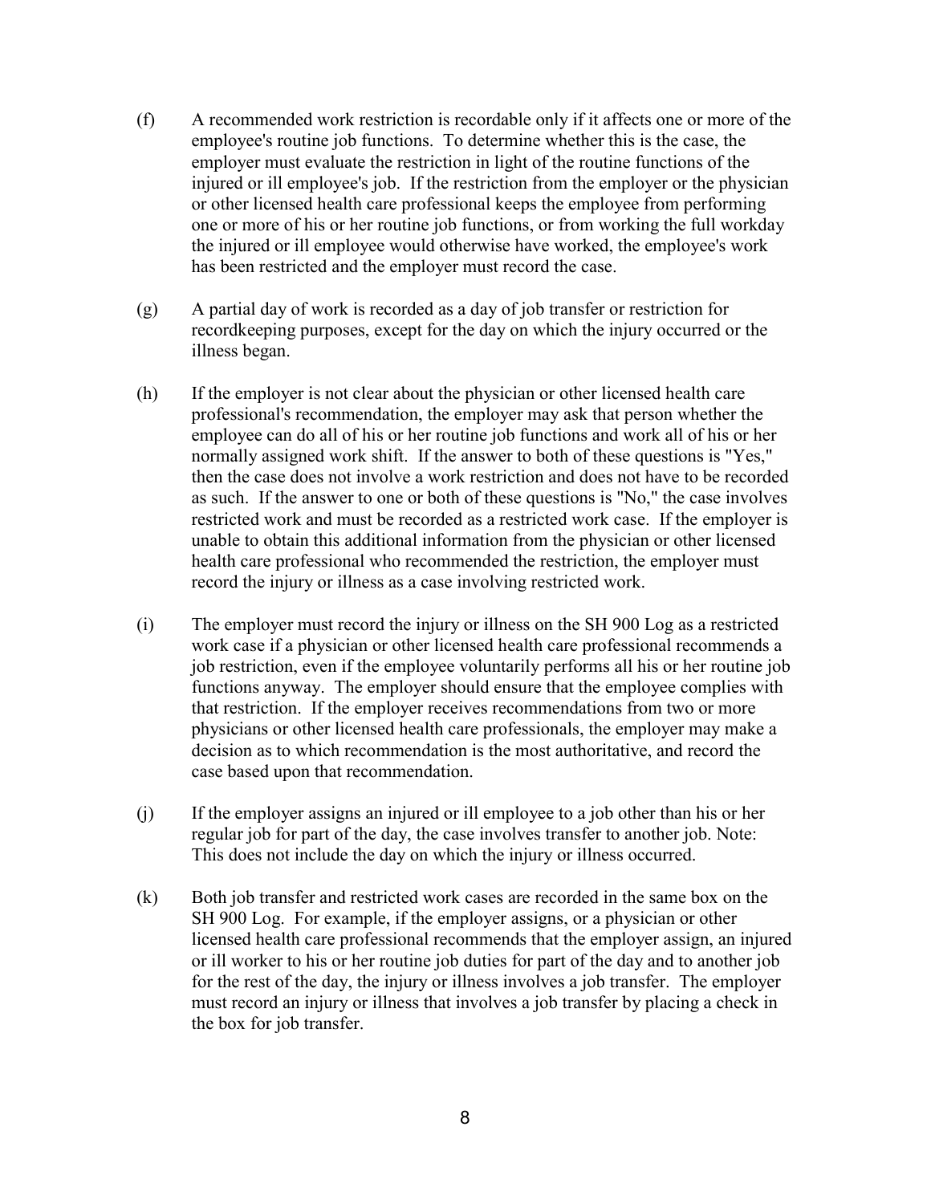(f) A recommended work restriction is recordable only if it affects one or more of the employee's routine job functions. To determine whether this is the case, the employer must evaluate the restriction in light of the routine functions of the injured or ill employee's job. If the restriction from the employer or the physician or other licensed health care professional keeps the employee from performing one or more of his or her routine job functions, or from working the full workday the injured or ill employee would otherwise have worked, the employee's work has been restricted and the employer must record the case.

(g) A partial day of work is recorded as a day of job transfer or restriction for recordkeeping purposes, except for the day on which the injury occurred or the illness began.

(h) If the employer is not clear about the physician or other licensed health care professional's recommendation, the employer may ask that person whether the employee can do all of his or her routine job functions and work all of his or her normally assigned work shift. If the answer to both of these questions is "Yes," then the case does not involve a work restriction and does not have to be recorded as such. If the answer to one or both of these questions is "No," the case involves restricted work and must be recorded as a restricted work case. If the employer is unable to obtain this additional information from the physician or other licensed health care professional who recommended the restriction, the employer must record the injury or illness as a case involving restricted work.

(i) The employer must record the injury or illness on the SH 900 Log as a restricted work case if a physician or other licensed health care professional recommends a job restriction, even if the employee voluntarily performs all his or her routine job functions anyway. The employer should ensure that the employee complies with that restriction. If the employer receives recommendations from two or more physicians or other licensed health care professionals, the employer may make a decision as to which recommendation is the most authoritative, and record the case based upon that recommendation.

(j) If the employer assigns an injured or ill employee to a job other than his or her regular job for part of the day, the case involves transfer to another job. Note: This does not include the day on which the injury or illness occurred.

(k) Both job transfer and restricted work cases are recorded in the same box on the SH 900 Log. For example, if the employer assigns, or a physician or other licensed health care professional recommends that the employer assign, an injured or ill worker to his or her routine job duties for part of the day and to another job for the rest of the day, the injury or illness involves a job transfer. The employer must record an injury or illness that involves a job transfer by placing a check in the box for job transfer.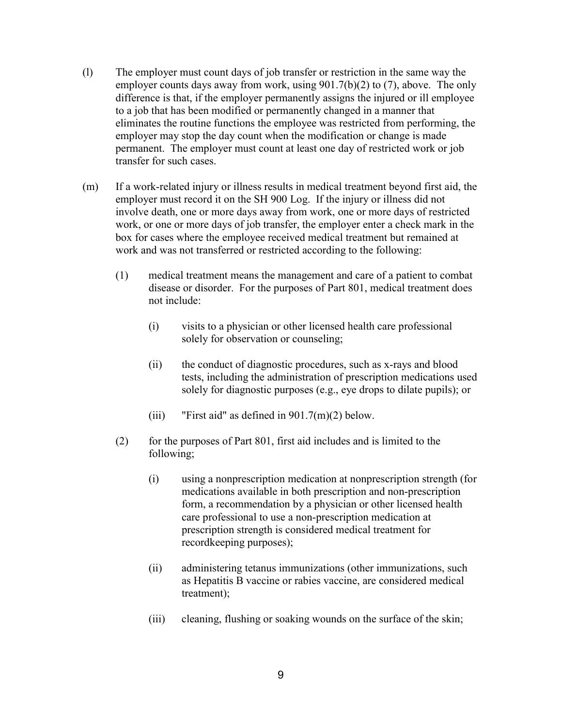(l) The employer must count days of job transfer or restriction in the same way the employer counts days away from work, using 901.7(b)(2) to (7), above. The only difference is that, if the employer permanently assigns the injured or ill employee to a job that has been modified or permanently changed in a manner that eliminates the routine functions the employee was restricted from performing, the employer may stop the day count when the modification or change is made permanent. The employer must count at least one day of restricted work or job transfer for such cases.

(m) If a work-related injury or illness results in medical treatment beyond first aid, the employer must record it on the SH 900 Log. If the injury or illness did not involve death, one or more days away from work, one or more days of restricted work, or one or more days of job transfer, the employer enter a check mark in the box for cases where the employee received medical treatment but remained at work and was not transferred or restricted according to the following:

(1) medical treatment means the management and care of a patient to combat disease or disorder. For the purposes of Part 801, medical treatment does not include:

(i) visits to a physician or other licensed health care professional solely for observation or counseling;

(ii) the conduct of diagnostic procedures, such as x-rays and blood tests, including the administration of prescription medications used solely for diagnostic purposes (e.g., eye drops to dilate pupils); or

(iii) "First aid" as defined in 901.7(m)(2) below.

(2) for the purposes of Part 801, first aid includes and is limited to the following;

(i) using a nonprescription medication at nonprescription strength (for medications available in both prescription and non-prescription form, a recommendation by a physician or other licensed health care professional to use a non-prescription medication at prescription strength is considered medical treatment for recordkeeping purposes);

(ii) administering tetanus immunizations (other immunizations, such as Hepatitis B vaccine or rabies vaccine, are considered medical treatment);

(iii) cleaning, flushing or soaking wounds on the surface of the skin;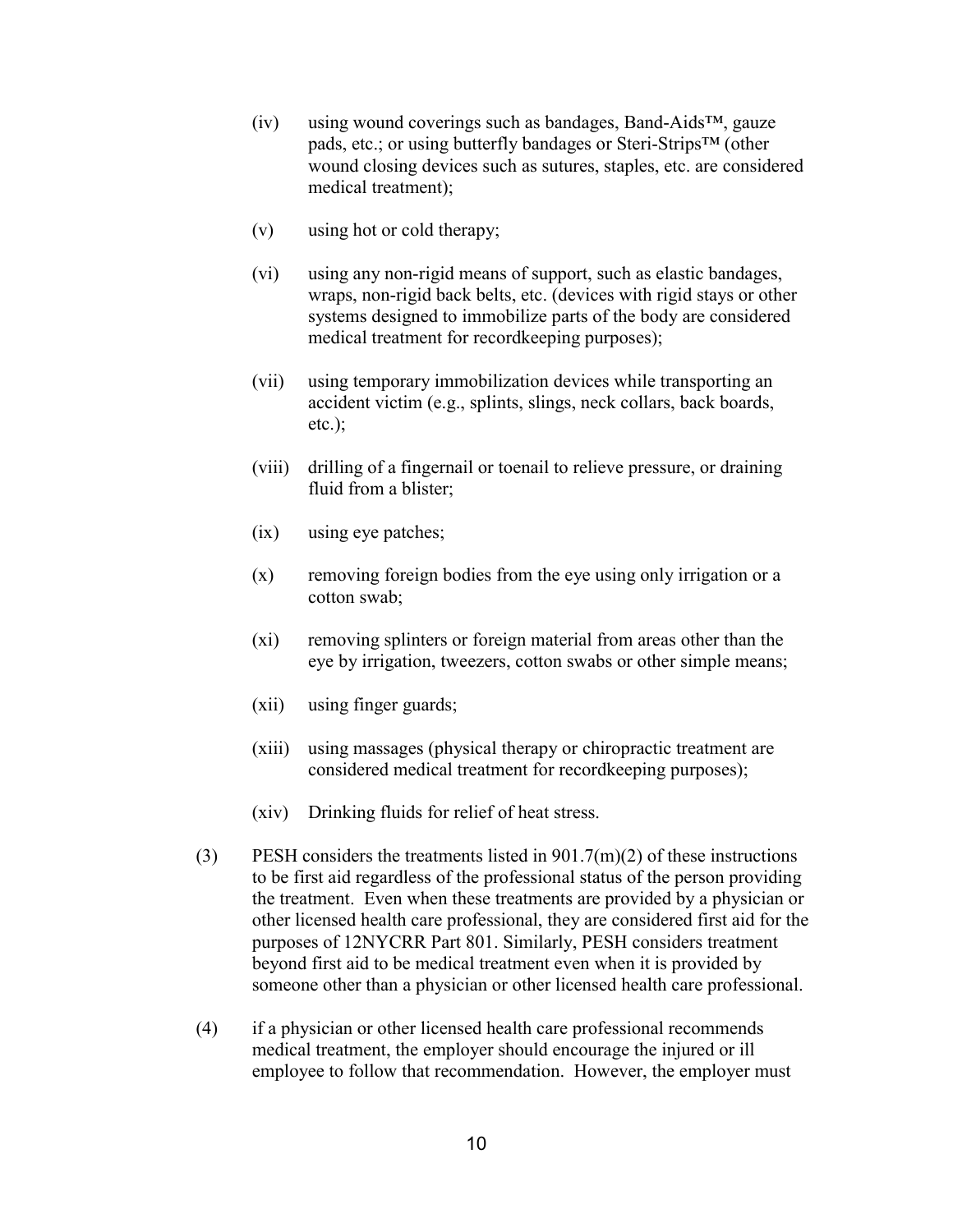(iv) using wound coverings such as bandages, Band-Aids™, gauze pads, etc.; or using butterfly bandages or Steri-Strips™ (other wound closing devices such as sutures, staples, etc. are considered medical treatment);

(v) using hot or cold therapy;

(vi) using any non-rigid means of support, such as elastic bandages, wraps, non-rigid back belts, etc. (devices with rigid stays or other systems designed to immobilize parts of the body are considered medical treatment for recordkeeping purposes);

(vii) using temporary immobilization devices while transporting an accident victim (e.g., splints, slings, neck collars, back boards, etc.);

(viii) drilling of a fingernail or toenail to relieve pressure, or draining fluid from a blister;

(ix) using eye patches;

(x) removing foreign bodies from the eye using only irrigation or a cotton swab;

(xi) removing splinters or foreign material from areas other than the eye by irrigation, tweezers, cotton swabs or other simple means;

(xii) using finger guards;

(xiii) using massages (physical therapy or chiropractic treatment are considered medical treatment for recordkeeping purposes);

(xiv) Drinking fluids for relief of heat stress.

(3) PESH considers the treatments listed in 901.7(m)(2) of these instructions to be first aid regardless of the professional status of the person providing the treatment. Even when these treatments are provided by a physician or other licensed health care professional, they are considered first aid for the purposes of 12NYCRR Part 801. Similarly, PESH considers treatment beyond first aid to be medical treatment even when it is provided by someone other than a physician or other licensed health care professional.

(4) if a physician or other licensed health care professional recommends medical treatment, the employer should encourage the injured or ill employee to follow that recommendation. However, the employer must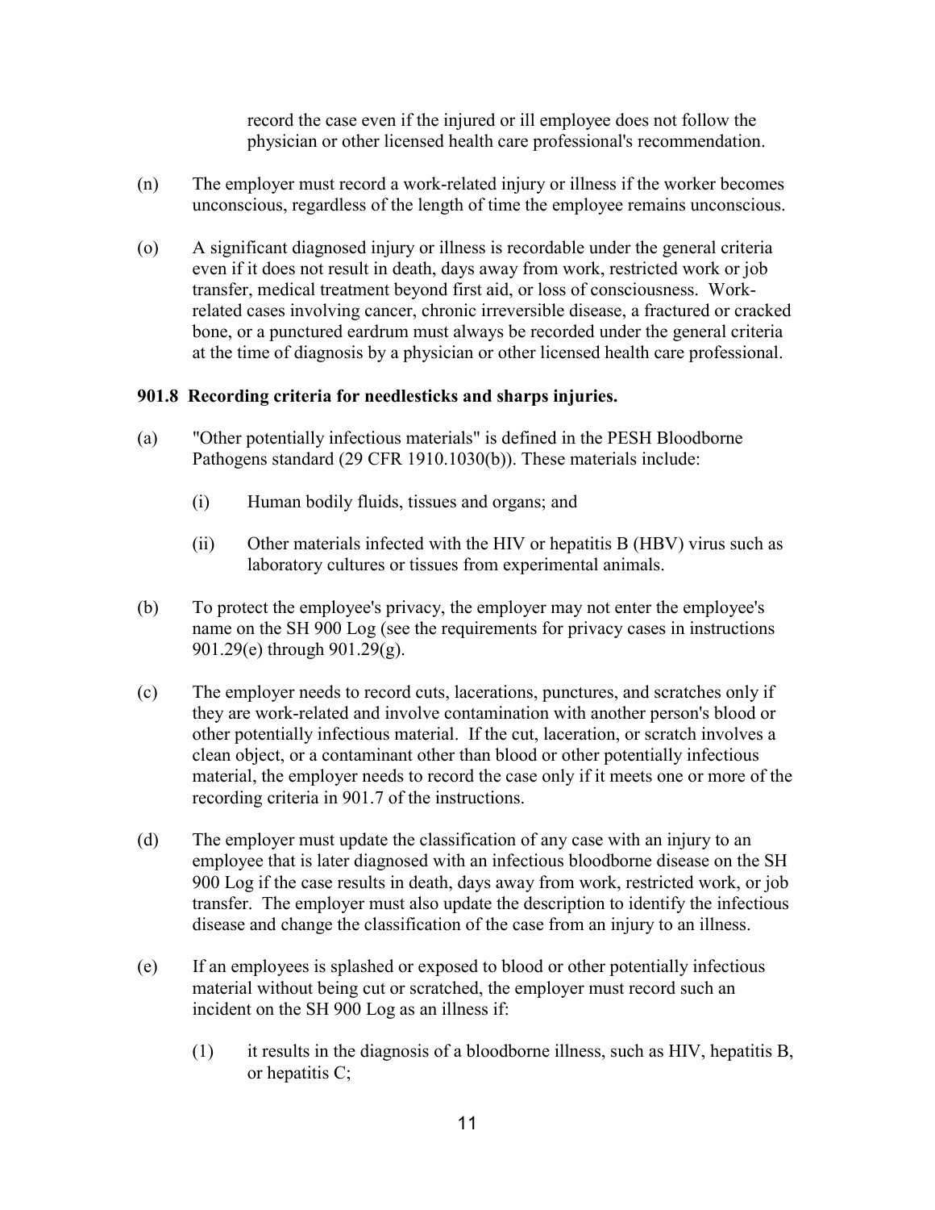record the case even if the injured or ill employee does not follow the physician or other licensed health care professional's recommendation.

(n) The employer must record a work-related injury or illness if the worker becomes unconscious, regardless of the length of time the employee remains unconscious.

(o) A significant diagnosed injury or illness is recordable under the general criteria even if it does not result in death, days away from work, restricted work or job transfer, medical treatment beyond first aid, or loss of consciousness. Work-related cases involving cancer, chronic irreversible disease, a fractured or cracked bone, or a punctured eardrum must always be recorded under the general criteria at the time of diagnosis by a physician or other licensed health care professional.

**901.8 Recording criteria for needlesticks and sharps injuries.**

(a) "Other potentially infectious materials" is defined in the PESH Bloodborne Pathogens standard (29 CFR 1910.1030(b)). These materials include:

(i) Human bodily fluids, tissues and organs; and

(ii) Other materials infected with the HIV or hepatitis B (HBV) virus such as laboratory cultures or tissues from experimental animals.

(b) To protect the employee's privacy, the employer may not enter the employee's name on the SH 900 Log (see the requirements for privacy cases in instructions 901.29(e) through 901.29(g).

(c) The employer needs to record cuts, lacerations, punctures, and scratches only if they are work-related and involve contamination with another person's blood or other potentially infectious material. If the cut, laceration, or scratch involves a clean object, or a contaminant other than blood or other potentially infectious material, the employer needs to record the case only if it meets one or more of the recording criteria in 901.7 of the instructions.

(d) The employer must update the classification of any case with an injury to an employee that is later diagnosed with an infectious bloodborne disease on the SH 900 Log if the case results in death, days away from work, restricted work, or job transfer. The employer must also update the description to identify the infectious disease and change the classification of the case from an injury to an illness.

(e) If an employees is splashed or exposed to blood or other potentially infectious material without being cut or scratched, the employer must record such an incident on the SH 900 Log as an illness if:

(1) it results in the diagnosis of a bloodborne illness, such as HIV, hepatitis B, or hepatitis C;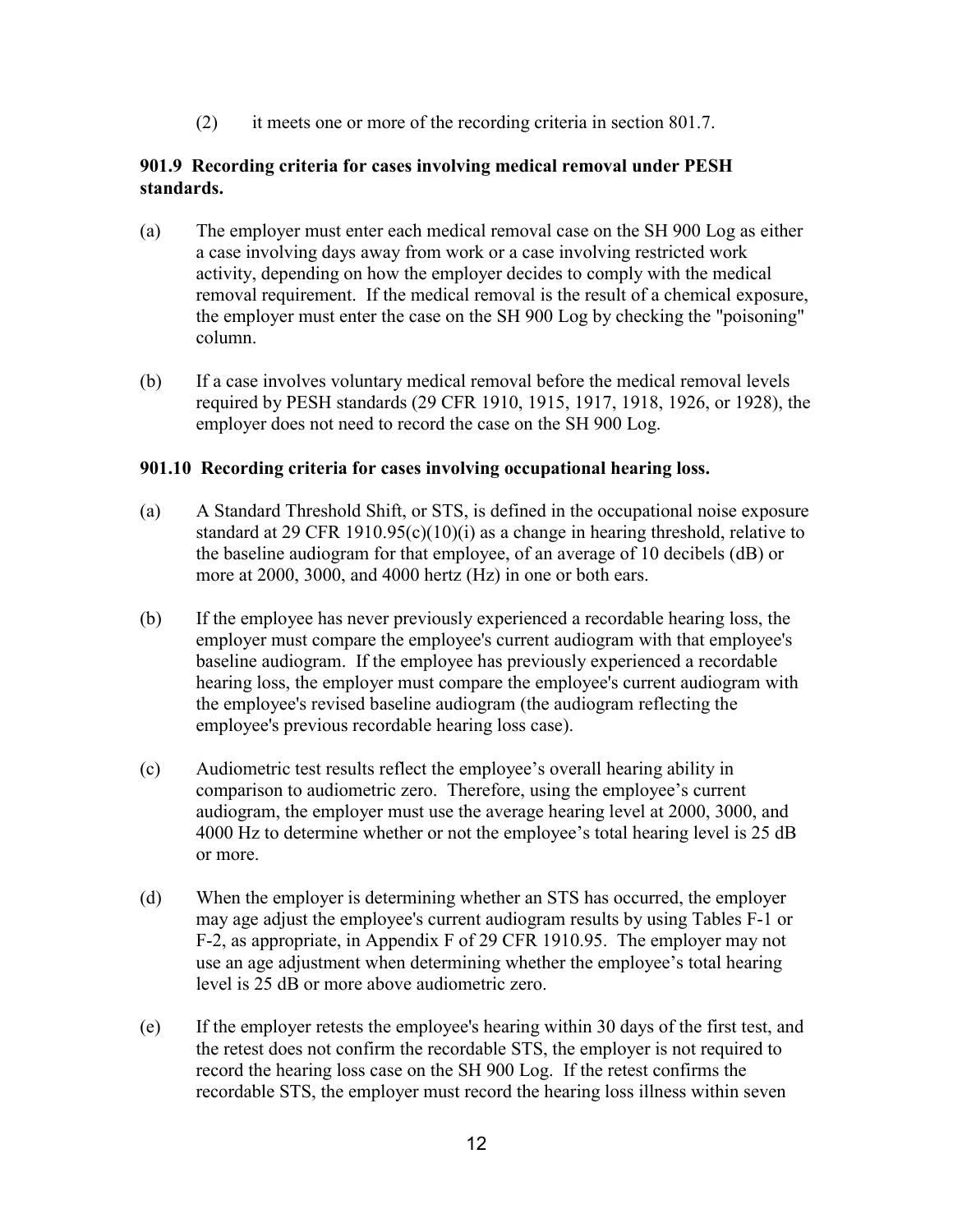(2) it meets one or more of the recording criteria in section 801.7.

**901.9 Recording criteria for cases involving medical removal under PESH standards.**

(a) The employer must enter each medical removal case on the SH 900 Log as either a case involving days away from work or a case involving restricted work activity, depending on how the employer decides to comply with the medical removal requirement. If the medical removal is the result of a chemical exposure, the employer must enter the case on the SH 900 Log by checking the "poisoning" column.

(b) If a case involves voluntary medical removal before the medical removal levels required by PESH standards (29 CFR 1910, 1915, 1917, 1918, 1926, or 1928), the employer does not need to record the case on the SH 900 Log.

**901.10 Recording criteria for cases involving occupational hearing loss.**

(a) A Standard Threshold Shift, or STS, is defined in the occupational noise exposure standard at 29 CFR 1910.95(c)(10)(i) as a change in hearing threshold, relative to the baseline audiogram for that employee, of an average of 10 decibels (dB) or more at 2000, 3000, and 4000 hertz (Hz) in one or both ears.

(b) If the employee has never previously experienced a recordable hearing loss, the employer must compare the employee's current audiogram with that employee's baseline audiogram. If the employee has previously experienced a recordable hearing loss, the employer must compare the employee's current audiogram with the employee's revised baseline audiogram (the audiogram reflecting the employee's previous recordable hearing loss case).

(c) Audiometric test results reflect the employee's overall hearing ability in comparison to audiometric zero. Therefore, using the employee's current audiogram, the employer must use the average hearing level at 2000, 3000, and 4000 Hz to determine whether or not the employee's total hearing level is 25 dB or more.

(d) When the employer is determining whether an STS has occurred, the employer may age adjust the employee's current audiogram results by using Tables F-1 or F-2, as appropriate, in Appendix F of 29 CFR 1910.95. The employer may not use an age adjustment when determining whether the employee's total hearing level is 25 dB or more above audiometric zero.

(e) If the employer retests the employee's hearing within 30 days of the first test, and the retest does not confirm the recordable STS, the employer is not required to record the hearing loss case on the SH 900 Log. If the retest confirms the recordable STS, the employer must record the hearing loss illness within seven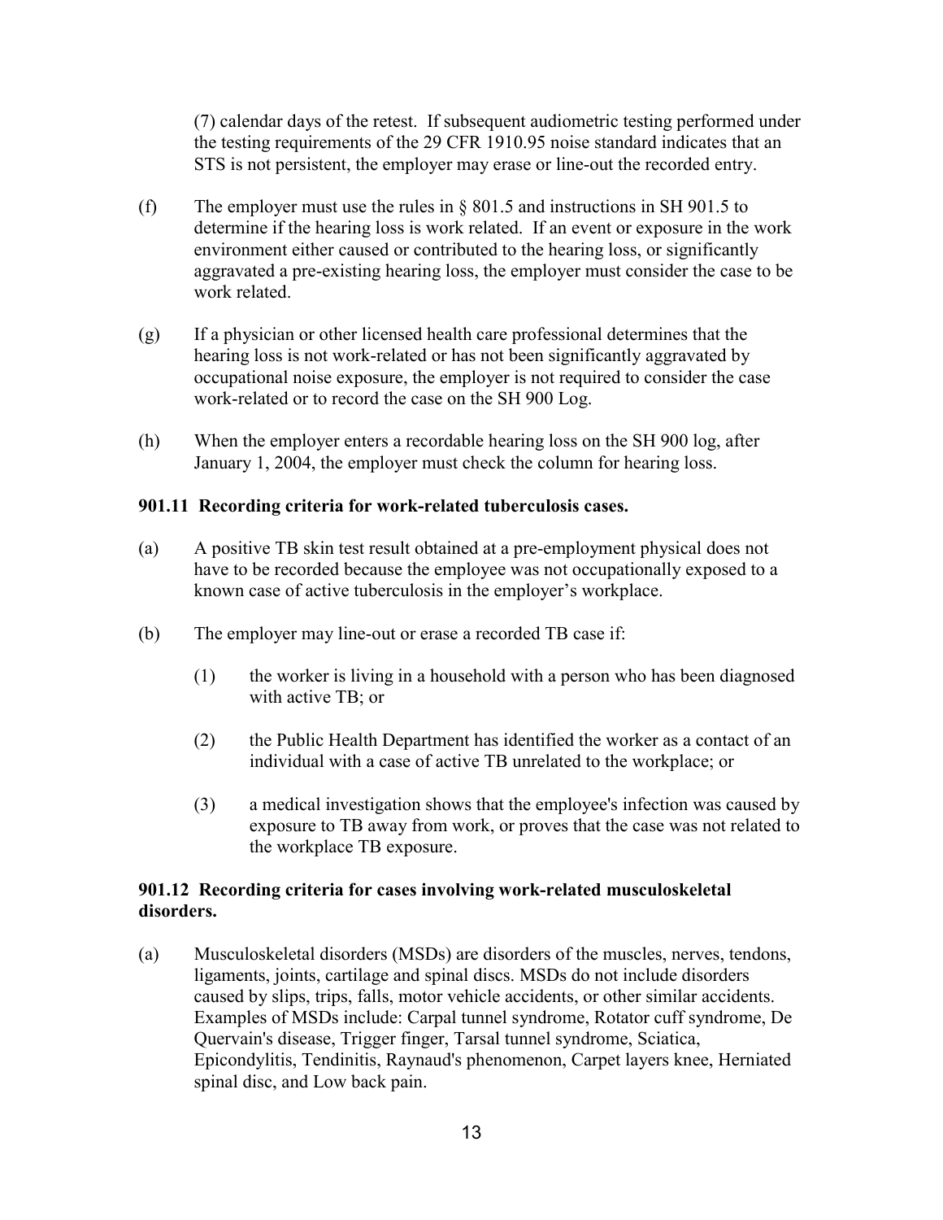(7) calendar days of the retest. If subsequent audiometric testing performed under the testing requirements of the 29 CFR 1910.95 noise standard indicates that an STS is not persistent, the employer may erase or line-out the recorded entry.

(f) The employer must use the rules in § 801.5 and instructions in SH 901.5 to determine if the hearing loss is work related. If an event or exposure in the work environment either caused or contributed to the hearing loss, or significantly aggravated a pre-existing hearing loss, the employer must consider the case to be work related.

(g) If a physician or other licensed health care professional determines that the hearing loss is not work-related or has not been significantly aggravated by occupational noise exposure, the employer is not required to consider the case work-related or to record the case on the SH 900 Log.

(h) When the employer enters a recordable hearing loss on the SH 900 log, after January 1, 2004, the employer must check the column for hearing loss.

**901.11 Recording criteria for work-related tuberculosis cases.**

(a) A positive TB skin test result obtained at a pre-employment physical does not have to be recorded because the employee was not occupationally exposed to a known case of active tuberculosis in the employer's workplace.

(b) The employer may line-out or erase a recorded TB case if:

(1) the worker is living in a household with a person who has been diagnosed with active TB; or

(2) the Public Health Department has identified the worker as a contact of an individual with a case of active TB unrelated to the workplace; or

(3) a medical investigation shows that the employee's infection was caused by exposure to TB away from work, or proves that the case was not related to the workplace TB exposure.

**901.12 Recording criteria for cases involving work-related musculoskeletal disorders.**

(a) Musculoskeletal disorders (MSDs) are disorders of the muscles, nerves, tendons, ligaments, joints, cartilage and spinal discs. MSDs do not include disorders caused by slips, trips, falls, motor vehicle accidents, or other similar accidents. Examples of MSDs include: Carpal tunnel syndrome, Rotator cuff syndrome, De Quervain's disease, Trigger finger, Tarsal tunnel syndrome, Sciatica, Epicondylitis, Tendinitis, Raynaud's phenomenon, Carpet layers knee, Herniated spinal disc, and Low back pain.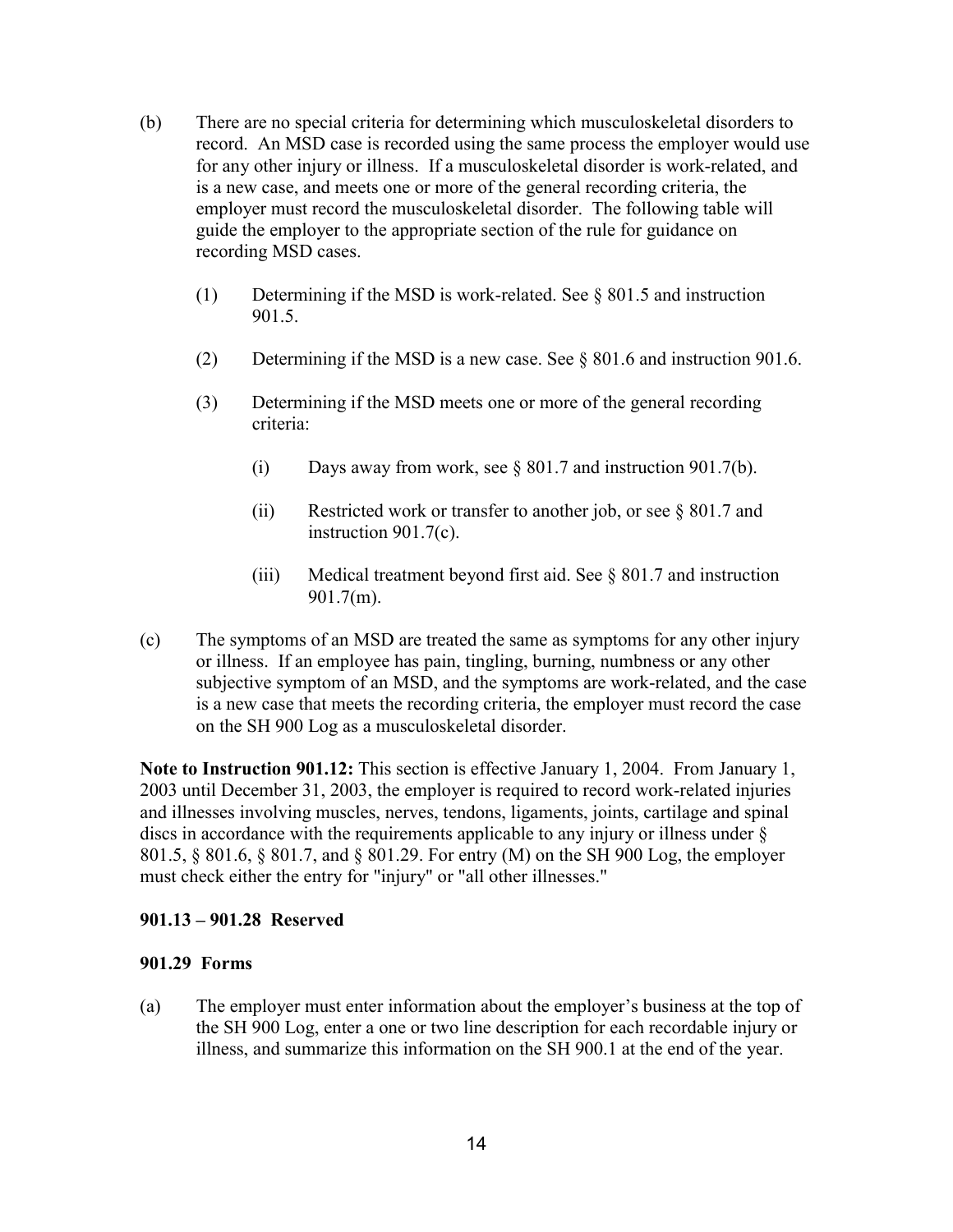(b) There are no special criteria for determining which musculoskeletal disorders to record. An MSD case is recorded using the same process the employer would use for any other injury or illness. If a musculoskeletal disorder is work-related, and is a new case, and meets one or more of the general recording criteria, the employer must record the musculoskeletal disorder. The following table will guide the employer to the appropriate section of the rule for guidance on recording MSD cases.

   (1) Determining if the MSD is work-related. See § 801.5 and instruction 901.5.

   (2) Determining if the MSD is a new case. See § 801.6 and instruction 901.6.

   (3) Determining if the MSD meets one or more of the general recording criteria:

      (i) Days away from work, see § 801.7 and instruction 901.7(b).

      (ii) Restricted work or transfer to another job, or see § 801.7 and instruction 901.7(c).

      (iii) Medical treatment beyond first aid. See § 801.7 and instruction 901.7(m).

(c) The symptoms of an MSD are treated the same as symptoms for any other injury or illness. If an employee has pain, tingling, burning, numbness or any other subjective symptom of an MSD, and the symptoms are work-related, and the case is a new case that meets the recording criteria, the employer must record the case on the SH 900 Log as a musculoskeletal disorder.

**Note to Instruction 901.12:** This section is effective January 1, 2004. From January 1, 2003 until December 31, 2003, the employer is required to record work-related injuries and illnesses involving muscles, nerves, tendons, ligaments, joints, cartilage and spinal discs in accordance with the requirements applicable to any injury or illness under § 801.5, § 801.6, § 801.7, and § 801.29. For entry (M) on the SH 900 Log, the employer must check either the entry for "injury" or "all other illnesses."

**901.13 – 901.28 Reserved**

**901.29 Forms**

(a) The employer must enter information about the employer's business at the top of the SH 900 Log, enter a one or two line description for each recordable injury or illness, and summarize this information on the SH 900.1 at the end of the year.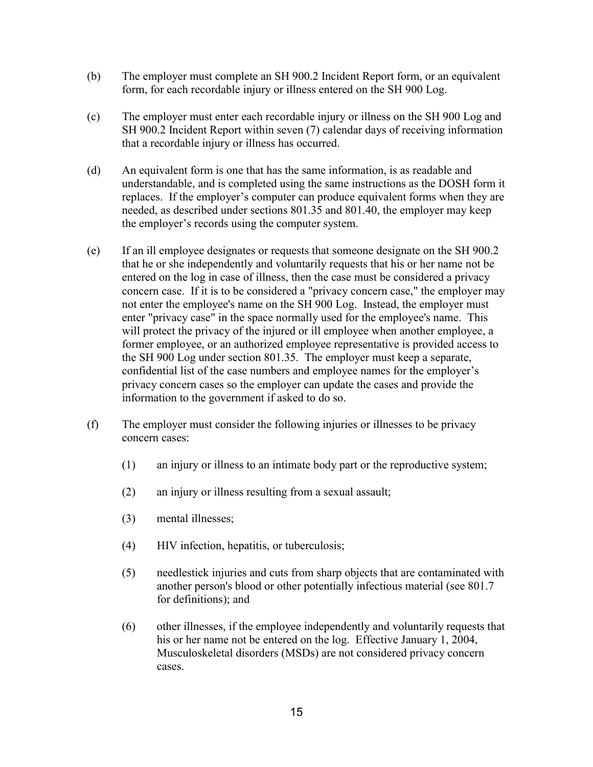(b) The employer must complete an SH 900.2 Incident Report form, or an equivalent form, for each recordable injury or illness entered on the SH 900 Log.

(c) The employer must enter each recordable injury or illness on the SH 900 Log and SH 900.2 Incident Report within seven (7) calendar days of receiving information that a recordable injury or illness has occurred.

(d) An equivalent form is one that has the same information, is as readable and understandable, and is completed using the same instructions as the DOSH form it replaces. If the employer's computer can produce equivalent forms when they are needed, as described under sections 801.35 and 801.40, the employer may keep the employer's records using the computer system.

(e) If an ill employee designates or requests that someone designate on the SH 900.2 that he or she independently and voluntarily requests that his or her name not be entered on the log in case of illness, then the case must be considered a privacy concern case. If it is to be considered a "privacy concern case," the employer may not enter the employee's name on the SH 900 Log. Instead, the employer must enter "privacy case" in the space normally used for the employee's name. This will protect the privacy of the injured or ill employee when another employee, a former employee, or an authorized employee representative is provided access to the SH 900 Log under section 801.35. The employer must keep a separate, confidential list of the case numbers and employee names for the employer's privacy concern cases so the employer can update the cases and provide the information to the government if asked to do so.

(f) The employer must consider the following injuries or illnesses to be privacy concern cases:

(1) an injury or illness to an intimate body part or the reproductive system;

(2) an injury or illness resulting from a sexual assault;

(3) mental illnesses;

(4) HIV infection, hepatitis, or tuberculosis;

(5) needlestick injuries and cuts from sharp objects that are contaminated with another person's blood or other potentially infectious material (see 801.7 for definitions); and

(6) other illnesses, if the employee independently and voluntarily requests that his or her name not be entered on the log. Effective January 1, 2004, Musculoskeletal disorders (MSDs) are not considered privacy concern cases.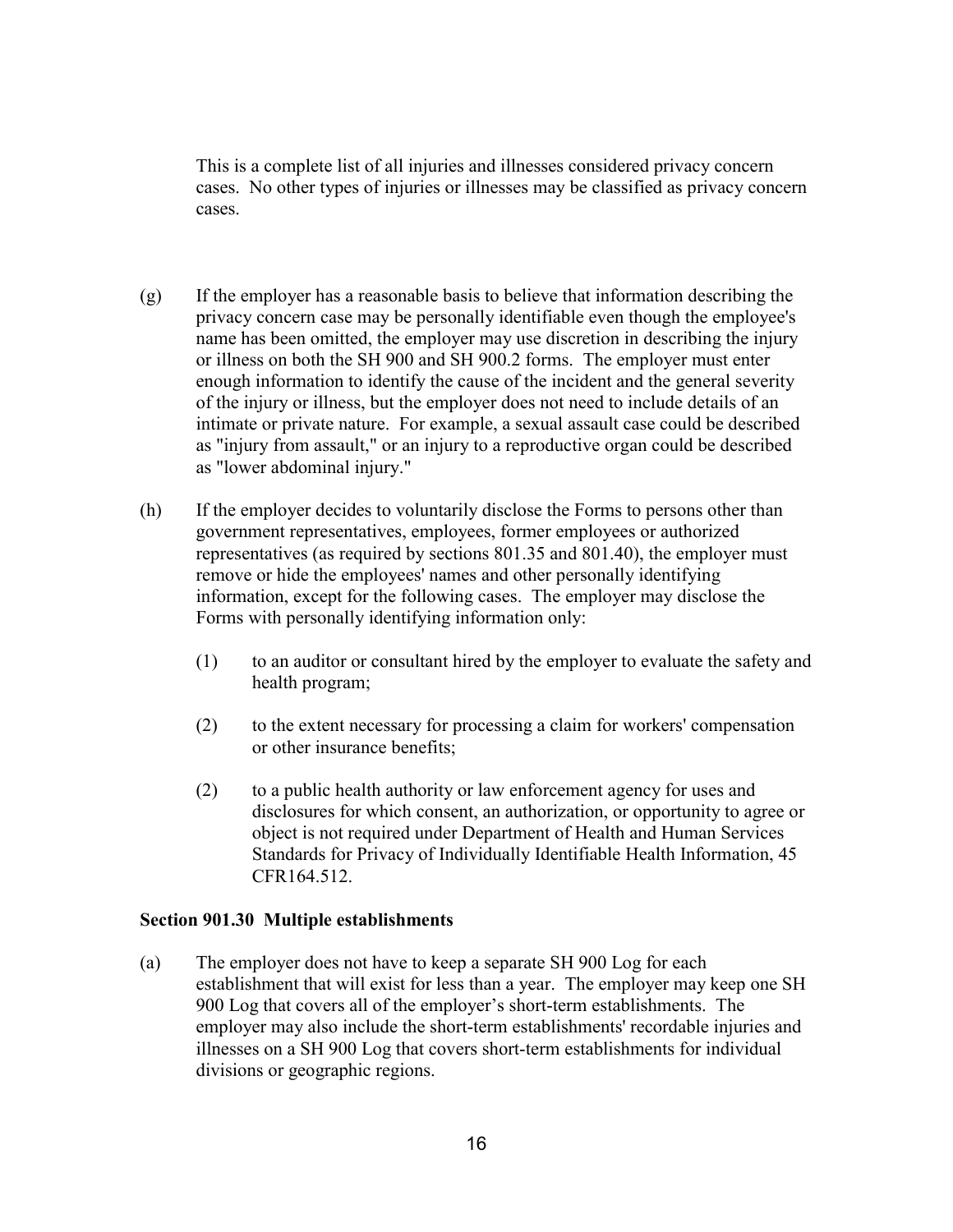This is a complete list of all injuries and illnesses considered privacy concern cases. No other types of injuries or illnesses may be classified as privacy concern cases.

(g) If the employer has a reasonable basis to believe that information describing the privacy concern case may be personally identifiable even though the employee's name has been omitted, the employer may use discretion in describing the injury or illness on both the SH 900 and SH 900.2 forms. The employer must enter enough information to identify the cause of the incident and the general severity of the injury or illness, but the employer does not need to include details of an intimate or private nature. For example, a sexual assault case could be described as "injury from assault," or an injury to a reproductive organ could be described as "lower abdominal injury."

(h) If the employer decides to voluntarily disclose the Forms to persons other than government representatives, employees, former employees or authorized representatives (as required by sections 801.35 and 801.40), the employer must remove or hide the employees' names and other personally identifying information, except for the following cases. The employer may disclose the Forms with personally identifying information only:

(1) to an auditor or consultant hired by the employer to evaluate the safety and health program;

(2) to the extent necessary for processing a claim for workers' compensation or other insurance benefits;

(2) to a public health authority or law enforcement agency for uses and disclosures for which consent, an authorization, or opportunity to agree or object is not required under Department of Health and Human Services Standards for Privacy of Individually Identifiable Health Information, 45 CFR164.512.

**Section 901.30 Multiple establishments**

(a) The employer does not have to keep a separate SH 900 Log for each establishment that will exist for less than a year. The employer may keep one SH 900 Log that covers all of the employer's short-term establishments. The employer may also include the short-term establishments' recordable injuries and illnesses on a SH 900 Log that covers short-term establishments for individual divisions or geographic regions.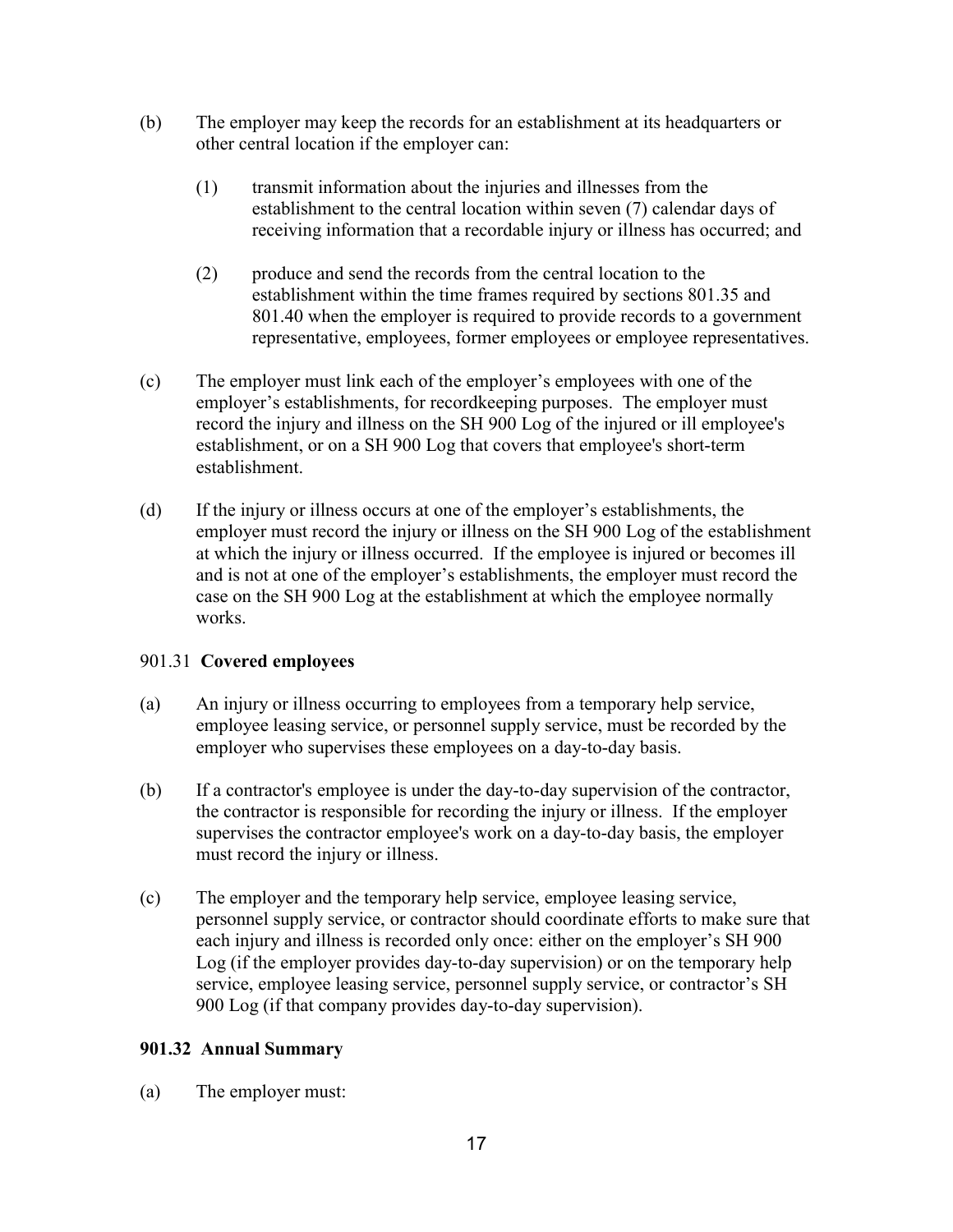(b) The employer may keep the records for an establishment at its headquarters or other central location if the employer can:

  (1) transmit information about the injuries and illnesses from the establishment to the central location within seven (7) calendar days of receiving information that a recordable injury or illness has occurred; and

  (2) produce and send the records from the central location to the establishment within the time frames required by sections 801.35 and 801.40 when the employer is required to provide records to a government representative, employees, former employees or employee representatives.

(c) The employer must link each of the employer's employees with one of the employer's establishments, for recordkeeping purposes. The employer must record the injury and illness on the SH 900 Log of the injured or ill employee's establishment, or on a SH 900 Log that covers that employee's short-term establishment.

(d) If the injury or illness occurs at one of the employer's establishments, the employer must record the injury or illness on the SH 900 Log of the establishment at which the injury or illness occurred. If the employee is injured or becomes ill and is not at one of the employer's establishments, the employer must record the case on the SH 900 Log at the establishment at which the employee normally works.

901.31 **Covered employees**

(a) An injury or illness occurring to employees from a temporary help service, employee leasing service, or personnel supply service, must be recorded by the employer who supervises these employees on a day-to-day basis.

(b) If a contractor's employee is under the day-to-day supervision of the contractor, the contractor is responsible for recording the injury or illness. If the employer supervises the contractor employee's work on a day-to-day basis, the employer must record the injury or illness.

(c) The employer and the temporary help service, employee leasing service, personnel supply service, or contractor should coordinate efforts to make sure that each injury and illness is recorded only once: either on the employer's SH 900 Log (if the employer provides day-to-day supervision) or on the temporary help service, employee leasing service, personnel supply service, or contractor's SH 900 Log (if that company provides day-to-day supervision).

**901.32 Annual Summary**

(a) The employer must: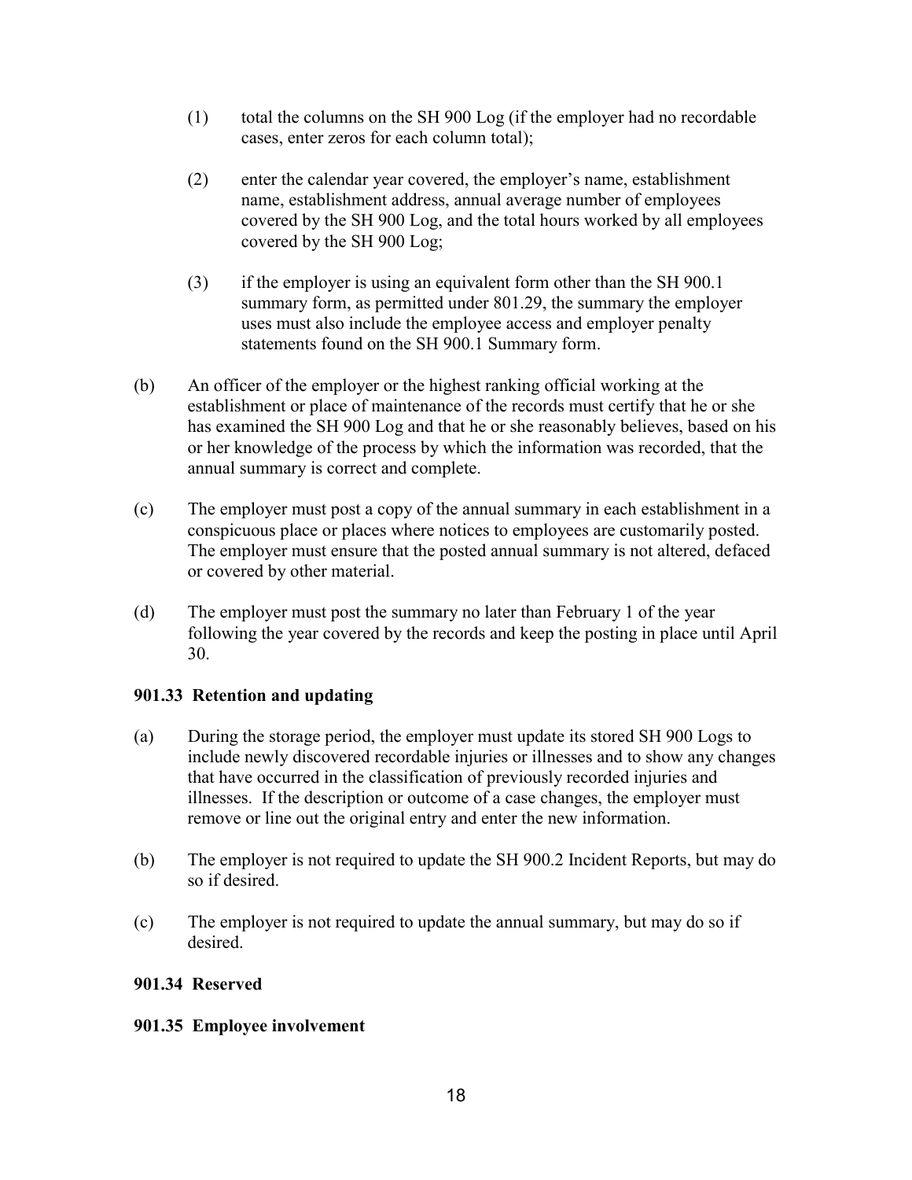(1) total the columns on the SH 900 Log (if the employer had no recordable cases, enter zeros for each column total);

(2) enter the calendar year covered, the employer's name, establishment name, establishment address, annual average number of employees covered by the SH 900 Log, and the total hours worked by all employees covered by the SH 900 Log;

(3) if the employer is using an equivalent form other than the SH 900.1 summary form, as permitted under 801.29, the summary the employer uses must also include the employee access and employer penalty statements found on the SH 900.1 Summary form.

(b) An officer of the employer or the highest ranking official working at the establishment or place of maintenance of the records must certify that he or she has examined the SH 900 Log and that he or she reasonably believes, based on his or her knowledge of the process by which the information was recorded, that the annual summary is correct and complete.

(c) The employer must post a copy of the annual summary in each establishment in a conspicuous place or places where notices to employees are customarily posted. The employer must ensure that the posted annual summary is not altered, defaced or covered by other material.

(d) The employer must post the summary no later than February 1 of the year following the year covered by the records and keep the posting in place until April 30.

**901.33 Retention and updating**

(a) During the storage period, the employer must update its stored SH 900 Logs to include newly discovered recordable injuries or illnesses and to show any changes that have occurred in the classification of previously recorded injuries and illnesses. If the description or outcome of a case changes, the employer must remove or line out the original entry and enter the new information.

(b) The employer is not required to update the SH 900.2 Incident Reports, but may do so if desired.

(c) The employer is not required to update the annual summary, but may do so if desired.

**901.34 Reserved**

**901.35 Employee involvement**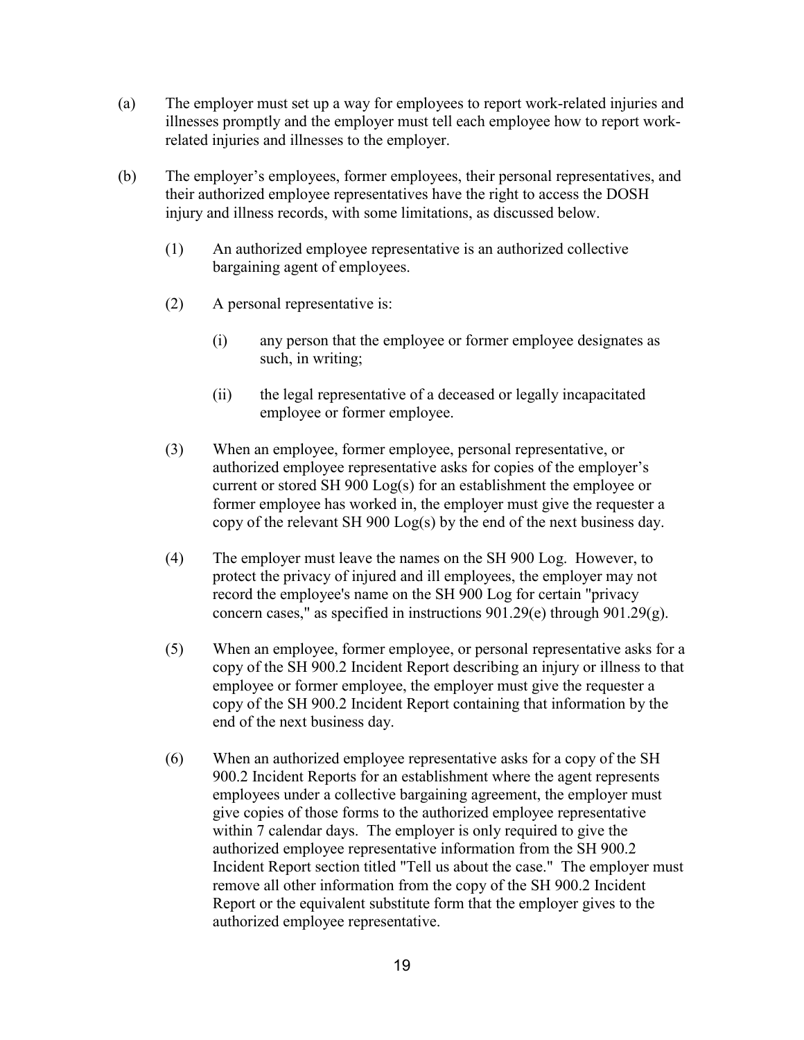(a) The employer must set up a way for employees to report work-related injuries and illnesses promptly and the employer must tell each employee how to report work-related injuries and illnesses to the employer.

(b) The employer's employees, former employees, their personal representatives, and their authorized employee representatives have the right to access the DOSH injury and illness records, with some limitations, as discussed below.

> (1) An authorized employee representative is an authorized collective bargaining agent of employees.
>
> (2) A personal representative is:
>
> > (i) any person that the employee or former employee designates as such, in writing;
> >
> > (ii) the legal representative of a deceased or legally incapacitated employee or former employee.
>
> (3) When an employee, former employee, personal representative, or authorized employee representative asks for copies of the employer's current or stored SH 900 Log(s) for an establishment the employee or former employee has worked in, the employer must give the requester a copy of the relevant SH 900 Log(s) by the end of the next business day.
>
> (4) The employer must leave the names on the SH 900 Log. However, to protect the privacy of injured and ill employees, the employer may not record the employee's name on the SH 900 Log for certain "privacy concern cases," as specified in instructions 901.29(e) through 901.29(g).
>
> (5) When an employee, former employee, or personal representative asks for a copy of the SH 900.2 Incident Report describing an injury or illness to that employee or former employee, the employer must give the requester a copy of the SH 900.2 Incident Report containing that information by the end of the next business day.
>
> (6) When an authorized employee representative asks for a copy of the SH 900.2 Incident Reports for an establishment where the agent represents employees under a collective bargaining agreement, the employer must give copies of those forms to the authorized employee representative within 7 calendar days. The employer is only required to give the authorized employee representative information from the SH 900.2 Incident Report section titled "Tell us about the case." The employer must remove all other information from the copy of the SH 900.2 Incident Report or the equivalent substitute form that the employer gives to the authorized employee representative.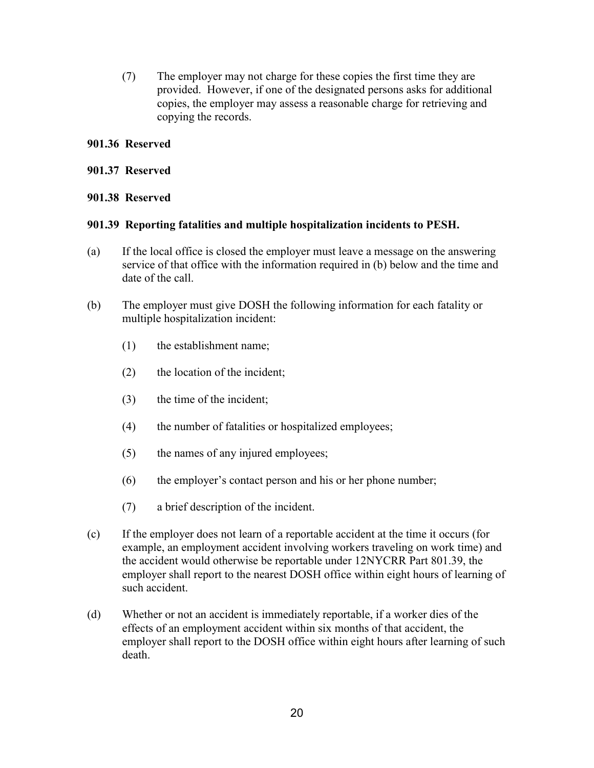(7) The employer may not charge for these copies the first time they are provided. However, if one of the designated persons asks for additional copies, the employer may assess a reasonable charge for retrieving and copying the records.

**901.36 Reserved**

**901.37 Reserved**

**901.38 Reserved**

**901.39 Reporting fatalities and multiple hospitalization incidents to PESH.**

(a) If the local office is closed the employer must leave a message on the answering service of that office with the information required in (b) below and the time and date of the call.

(b) The employer must give DOSH the following information for each fatality or multiple hospitalization incident:

  (1) the establishment name;

  (2) the location of the incident;

  (3) the time of the incident;

  (4) the number of fatalities or hospitalized employees;

  (5) the names of any injured employees;

  (6) the employer's contact person and his or her phone number;

  (7) a brief description of the incident.

(c) If the employer does not learn of a reportable accident at the time it occurs (for example, an employment accident involving workers traveling on work time) and the accident would otherwise be reportable under 12NYCRR Part 801.39, the employer shall report to the nearest DOSH office within eight hours of learning of such accident.

(d) Whether or not an accident is immediately reportable, if a worker dies of the effects of an employment accident within six months of that accident, the employer shall report to the DOSH office within eight hours after learning of such death.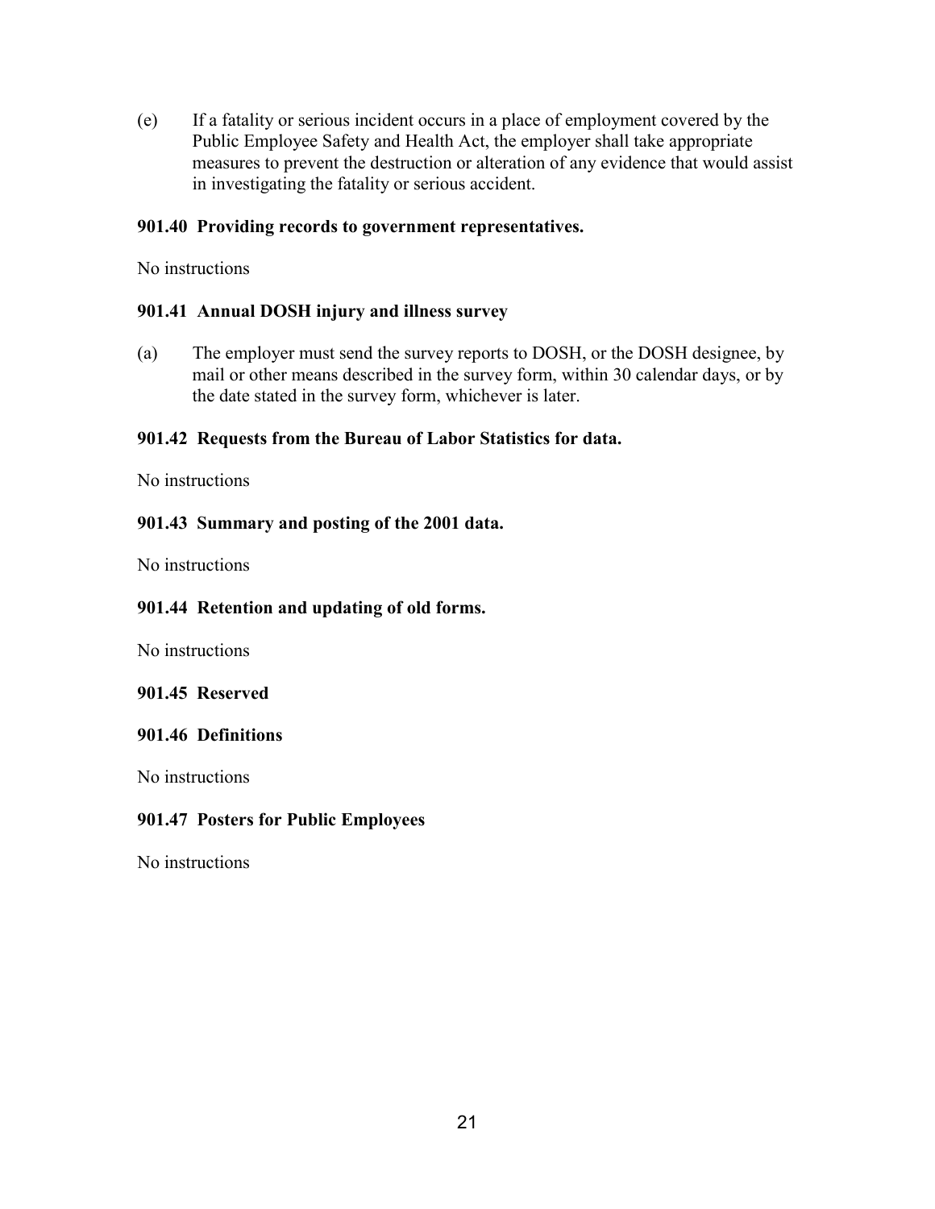(e) If a fatality or serious incident occurs in a place of employment covered by the Public Employee Safety and Health Act, the employer shall take appropriate measures to prevent the destruction or alteration of any evidence that would assist in investigating the fatality or serious accident.

**901.40 Providing records to government representatives.**

No instructions

**901.41 Annual DOSH injury and illness survey**

(a) The employer must send the survey reports to DOSH, or the DOSH designee, by mail or other means described in the survey form, within 30 calendar days, or by the date stated in the survey form, whichever is later.

**901.42 Requests from the Bureau of Labor Statistics for data.**

No instructions

**901.43 Summary and posting of the 2001 data.**

No instructions

**901.44 Retention and updating of old forms.**

No instructions

**901.45 Reserved**

**901.46 Definitions**

No instructions

**901.47 Posters for Public Employees**

No instructions